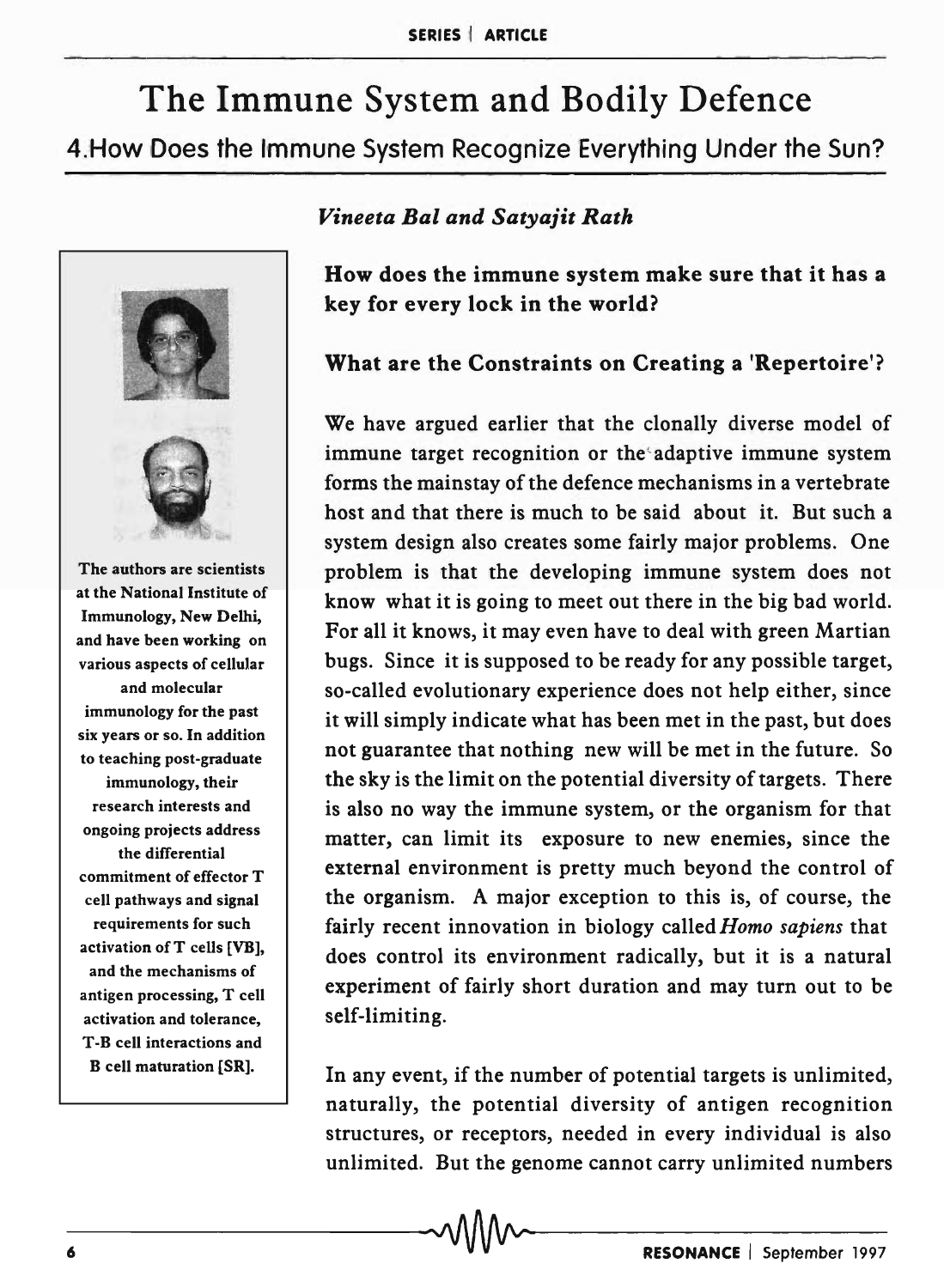# The Immune System and Bodily Defence

## 4. How Does the Immune System Recognize Everything Under the Sun?

*Vineeta Bal and Satyajit Rath*

The authors are scientists at the National Institute of Immunology, New Delhi, and have been working on various aspects of cellular and molecular immunology for the past six years or so. In addition to teaching post-graduate immunology, their research interests and ongoing projects address the differential commitment of effector T cell pathways and signal requirements for such activation of T cells [VB], and the mechanisms of antigen processing, T cell activation and tolerance, T-B cell interactions and B cell maturation [SR].

**How does the immune system make sure that it has a key for every lock in the world?**

### What are the Constraints on Creating a 'Repertoire'?

We have argued earlier that the clonally diverse model of immune target recognition or the adaptive immune system forms the mainstay of the defence mechanisms in a vertebrate host and that there is much to be said about it. But such a system design also creates some fairly major problems. One problem is that the developing immune system does not know what it is going to meet out there in the big bad world. For all it knows, it may even have to deal with green Martian bugs. Since it is supposed to be ready for any possible target, so-called evolutionary experience does not help either, since it will simply indicate what has been met in the past, but does not guarantee that nothing new will be met in the future. So the sky is the limit on the potential diversity of targets. There is also no way the immune system, or the organism for that matter, can limit its exposure to new enemies, since the external environment is pretty much beyond the control of the organism. A major exception to this is, of course, the fairly recent innovation in biology called *Homo sapiens* that does control its environment radically, but it is a natural experiment of fairly short duration and may turn out to be self-limiting.

In any event, if the number of potential targets is unlimited, naturally, the potential diversity of antigen recognition structures, or receptors, needed in every individual is also unlimited. But the genome cannot carry unlimited numbers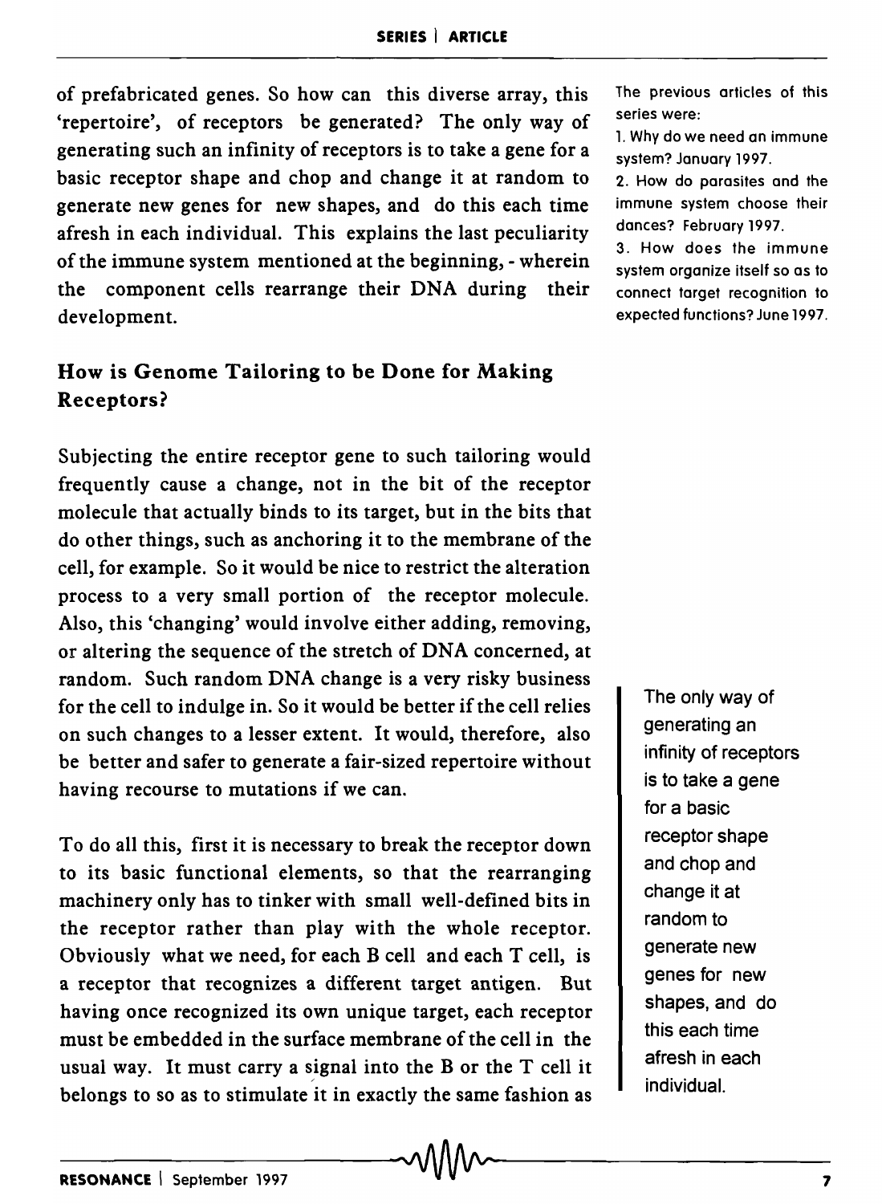of prefabricated genes. So how can this diverse array, this 'repertoire', of receptors be generated? The only way of generating such an infinity of receptors is to take a gene for a basic receptor shape and chop and change it at random to generate new genes for new shapes, and do this each time afresh in each individual. This explains the last peculiarity of the immune system mentioned at the beginning, - wherein the component cells rearrange their DNA during their development.

The previous articles of this series were:

1. Why do we need an immune system? January 1997.
2. How do parasites and the immune system choose their dances? February 1997.
3. How does the immune system organize itself so as to connect target recognition to expected functions? June 1997.

## How is Genome Tailoring to be Done for Making Receptors?

Subjecting the entire receptor gene to such tailoring would frequently cause a change, not in the bit of the receptor molecule that actually binds to its target, but in the bits that do other things, such as anchoring it to the membrane of the cell, for example. So it would be nice to restrict the alteration process to a very small portion of the receptor molecule. Also, this 'changing' would involve either adding, removing, or altering the sequence of the stretch of DNA concerned, at random. Such random DNA change is a very risky business for the cell to indulge in. So it would be better if the cell relies on such changes to a lesser extent. It would, therefore, also be better and safer to generate a fair-sized repertoire without having recourse to mutations if we can.

> The only way of generating an infinity of receptors is to take a gene for a basic receptor shape and chop and change it at random to generate new genes for new shapes, and do this each time afresh in each individual.

To do all this, first it is necessary to break the receptor down to its basic functional elements, so that the rearranging machinery only has to tinker with small well-defined bits in the receptor rather than play with the whole receptor. Obviously what we need, for each B cell and each T cell, is a receptor that recognizes a different target antigen. But having once recognized its own unique target, each receptor must be embedded in the surface membrane of the cell in the usual way. It must carry a signal into the B or the T cell it belongs to so as to stimulate it in exactly the same fashion as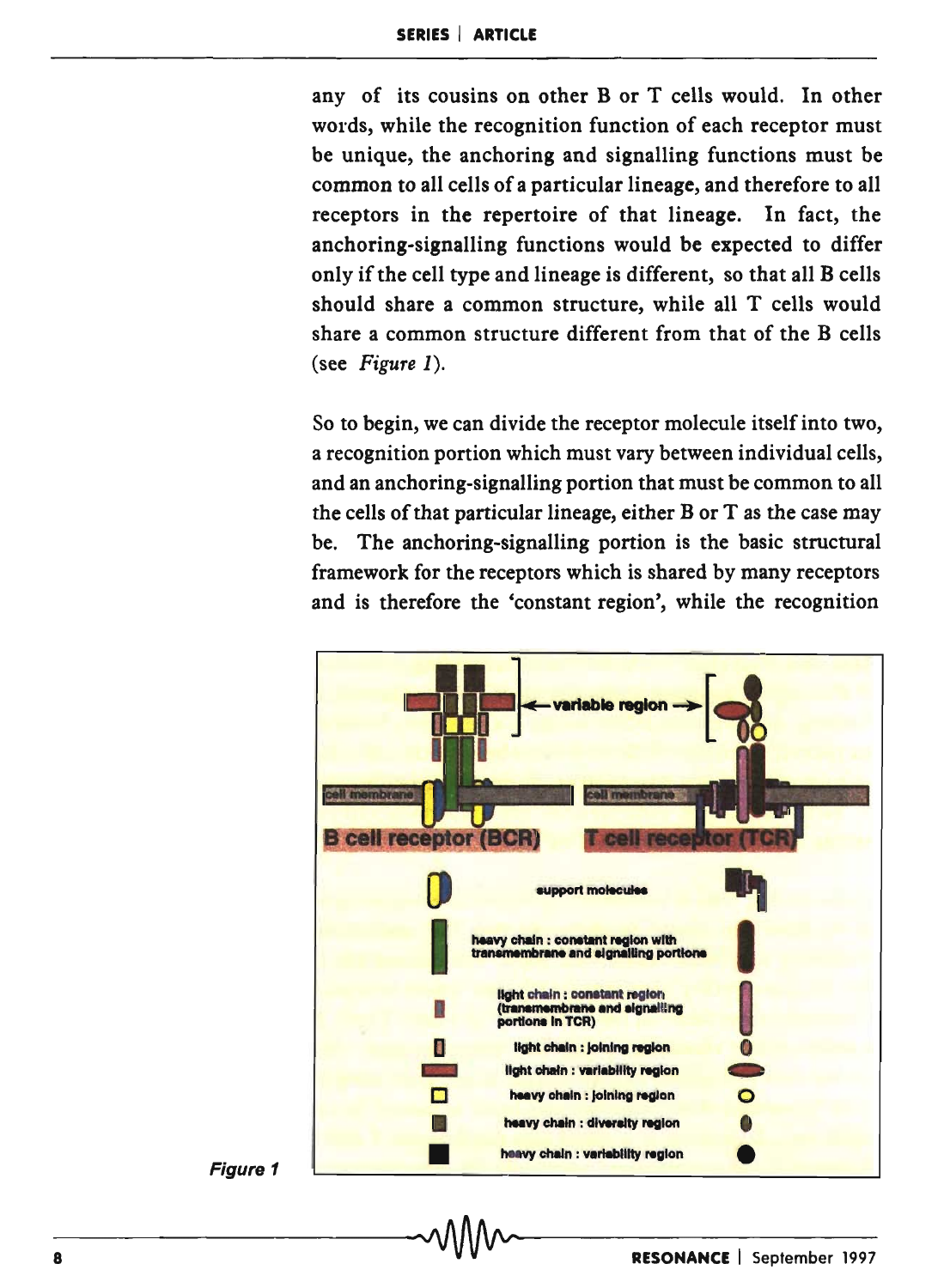any of its cousins on other B or T cells would. In other words, while the recognition function of each receptor must be unique, the anchoring and signalling functions must be common to all cells of a particular lineage, and therefore to all receptors in the repertoire of that lineage. In fact, the anchoring-signalling functions would be expected to differ only if the cell type and lineage is different, so that all B cells should share a common structure, while all T cells would share a common structure different from that of the B cells (see *Figure 1*).

So to begin, we can divide the receptor molecule itself into two, a recognition portion which must vary between individual cells, and an anchoring-signalling portion that must be common to all the cells of that particular lineage, either B or T as the case may be. The anchoring-signalling portion is the basic structural framework for the receptors which is shared by many receptors and is therefore the 'constant region', while the recognition

**Figure 1**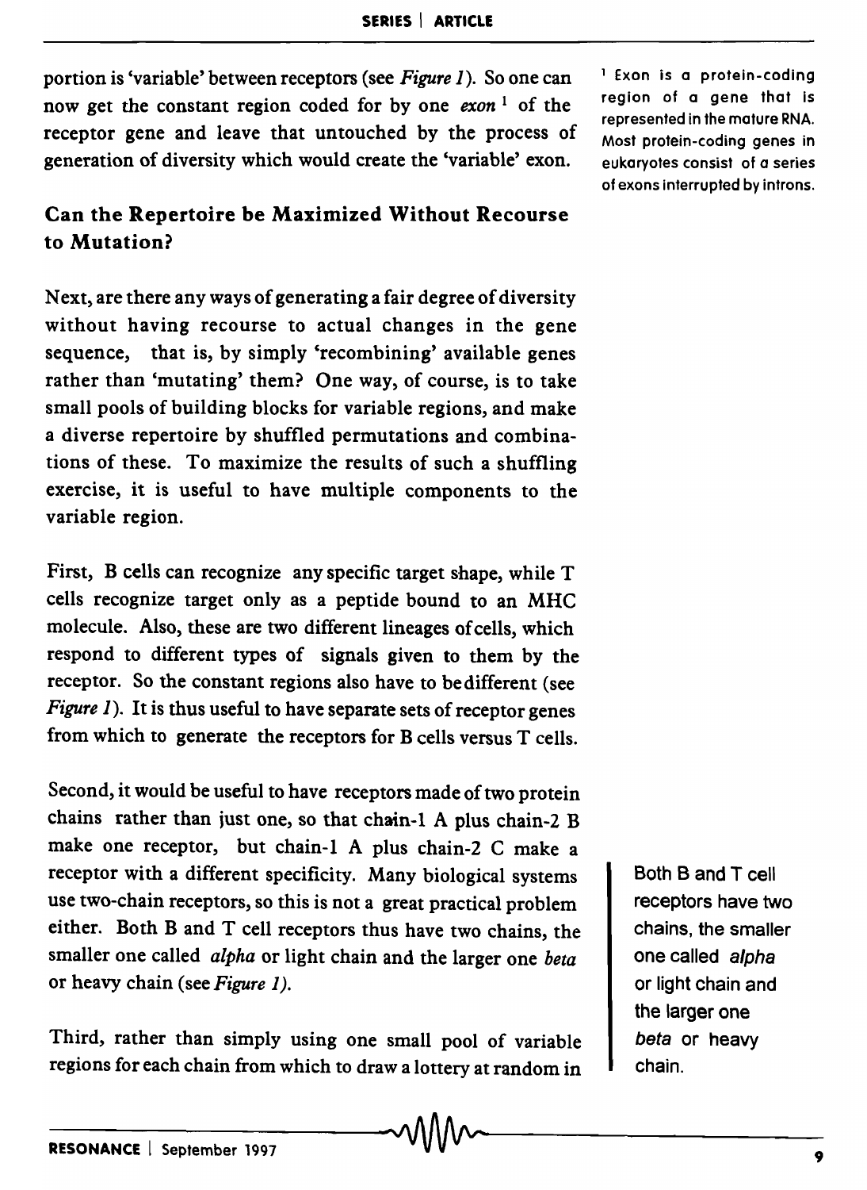portion is 'variable' between receptors (see *Figure 1*). So one can now get the constant region coded for by one *exon* [1] of the receptor gene and leave that untouched by the process of generation of diversity which would create the 'variable' exon.

[1] Exon is a protein-coding region of a gene that is represented in the mature RNA. Most protein-coding genes in eukaryotes consist of a series of exons interrupted by introns.

## Can the Repertoire be Maximized Without Recourse to Mutation?

Next, are there any ways of generating a fair degree of diversity without having recourse to actual changes in the gene sequence, that is, by simply 'recombining' available genes rather than 'mutating' them? One way, of course, is to take small pools of building blocks for variable regions, and make a diverse repertoire by shuffled permutations and combinations of these. To maximize the results of such a shuffling exercise, it is useful to have multiple components to the variable region.

First, B cells can recognize any specific target shape, while T cells recognize target only as a peptide bound to an MHC molecule. Also, these are two different lineages of cells, which respond to different types of signals given to them by the receptor. So the constant regions also have to be different (see *Figure 1*). It is thus useful to have separate sets of receptor genes from which to generate the receptors for B cells versus T cells.

Second, it would be useful to have receptors made of two protein chains rather than just one, so that chain-1 A plus chain-2 B make one receptor, but chain-1 A plus chain-2 C make a receptor with a different specificity. Many biological systems use two-chain receptors, so this is not a great practical problem either. Both B and T cell receptors thus have two chains, the smaller one called *alpha* or light chain and the larger one *beta* or heavy chain (see *Figure 1*).

Both B and T cell receptors have two chains, the smaller one called *alpha* or light chain and the larger one *beta* or heavy chain.

Third, rather than simply using one small pool of variable regions for each chain from which to draw a lottery at random in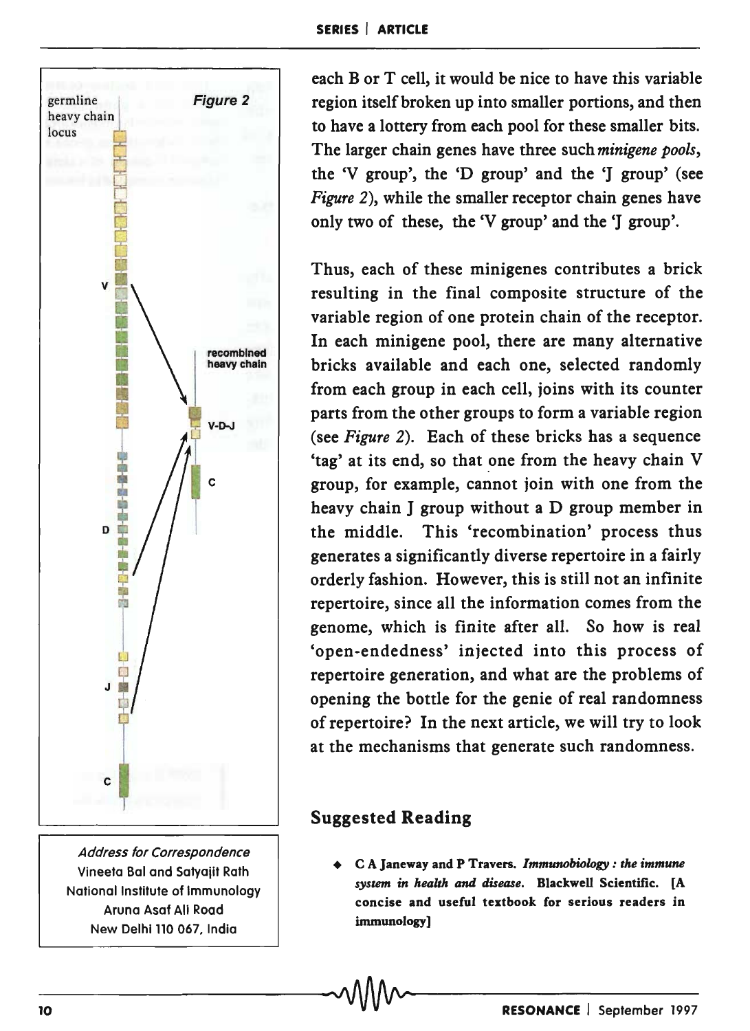germline heavy chain locus

Figure 2

V

D

J

C

recombined heavy chain

V-D-J

C

each B or T cell, it would be nice to have this variable region itself broken up into smaller portions, and then to have a lottery from each pool for these smaller bits. The larger chain genes have three such *minigene pools*, the 'V group', the 'D group' and the 'J group' (see *Figure 2*), while the smaller receptor chain genes have only two of these, the 'V group' and the 'J group'.

Thus, each of these minigenes contributes a brick resulting in the final composite structure of the variable region of one protein chain of the receptor. In each minigene pool, there are many alternative bricks available and each one, selected randomly from each group in each cell, joins with its counter parts from the other groups to form a variable region (see *Figure 2*). Each of these bricks has a sequence 'tag' at its end, so that one from the heavy chain V group, for example, cannot join with one from the heavy chain J group without a D group member in the middle. This 'recombination' process thus generates a significantly diverse repertoire in a fairly orderly fashion. However, this is still not an infinite repertoire, since all the information comes from the genome, which is finite after all. So how is real 'open-endedness' injected into this process of repertoire generation, and what are the problems of opening the bottle for the genie of real randomness of repertoire? In the next article, we will try to look at the mechanisms that generate such randomness.

## Suggested Reading

- **C A Janeway and P Travers.** ***Immunobiology : the immune system in health and disease.*** **Blackwell Scientific. [A concise and useful textbook for serious readers in immunology]**

*Address for Correspondence*
Vineeta Bal and Satyajit Rath
National Institute of Immunology
Aruna Asaf Ali Road
New Delhi 110 067, India